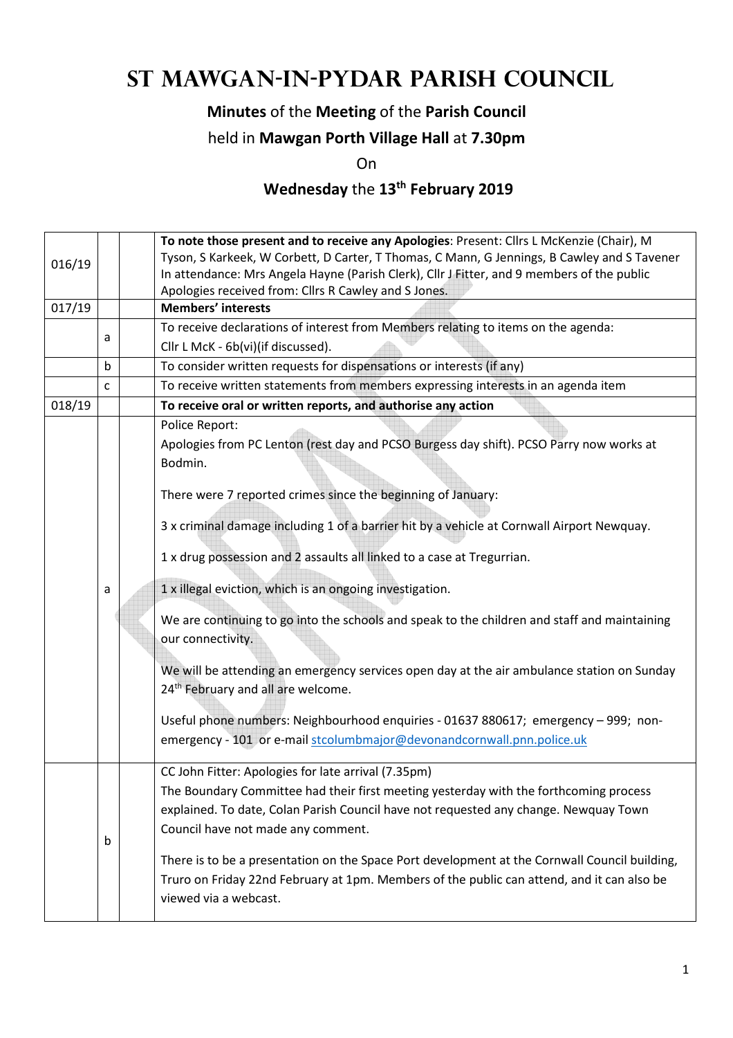# St Mawgan-in-Pydar Parish Council

**Minutes** of the **Meeting** of the **Parish Council**

held in **Mawgan Porth Village Hall** at **7.30pm**

On

**Wednesday** the **13th February 2019**

| | | | |
|---|---|---|---|
| 016/19 | | | **To note those present and to receive any Apologies**: Present: Cllrs L McKenzie (Chair), M Tyson, S Karkeek, W Corbett, D Carter, T Thomas, C Mann, G Jennings, B Cawley and S Tavener<br>In attendance: Mrs Angela Hayne (Parish Clerk), Cllr J Fitter, and 9 members of the public<br>Apologies received from: Cllrs R Cawley and S Jones. |
| 017/19 | | | **Members' interests** |
| | a | | To receive declarations of interest from Members relating to items on the agenda:<br>Cllr L McK - 6b(vi)(if discussed). |
| | b | | To consider written requests for dispensations or interests (if any) |
| | c | | To receive written statements from members expressing interests in an agenda item |
| 018/19 | | | **To receive oral or written reports, and authorise any action** |
| | a | | Police Report:<br>Apologies from PC Lenton (rest day and PCSO Burgess day shift). PCSO Parry now works at Bodmin.<br><br>There were 7 reported crimes since the beginning of January:<br><br>3 x criminal damage including 1 of a barrier hit by a vehicle at Cornwall Airport Newquay.<br><br>1 x drug possession and 2 assaults all linked to a case at Tregurrian.<br><br>1 x illegal eviction, which is an ongoing investigation.<br><br>We are continuing to go into the schools and speak to the children and staff and maintaining our connectivity.<br><br>We will be attending an emergency services open day at the air ambulance station on Sunday 24th February and all are welcome.<br><br>Useful phone numbers: Neighbourhood enquiries - 01637 880617; emergency – 999; non-emergency - 101 or e-mail stcolumbmajor@devonandcornwall.pnn.police.uk |
| | b | | CC John Fitter: Apologies for late arrival (7.35pm)<br>The Boundary Committee had their first meeting yesterday with the forthcoming process explained. To date, Colan Parish Council have not requested any change. Newquay Town Council have not made any comment.<br><br>There is to be a presentation on the Space Port development at the Cornwall Council building, Truro on Friday 22nd February at 1pm. Members of the public can attend, and it can also be viewed via a webcast. |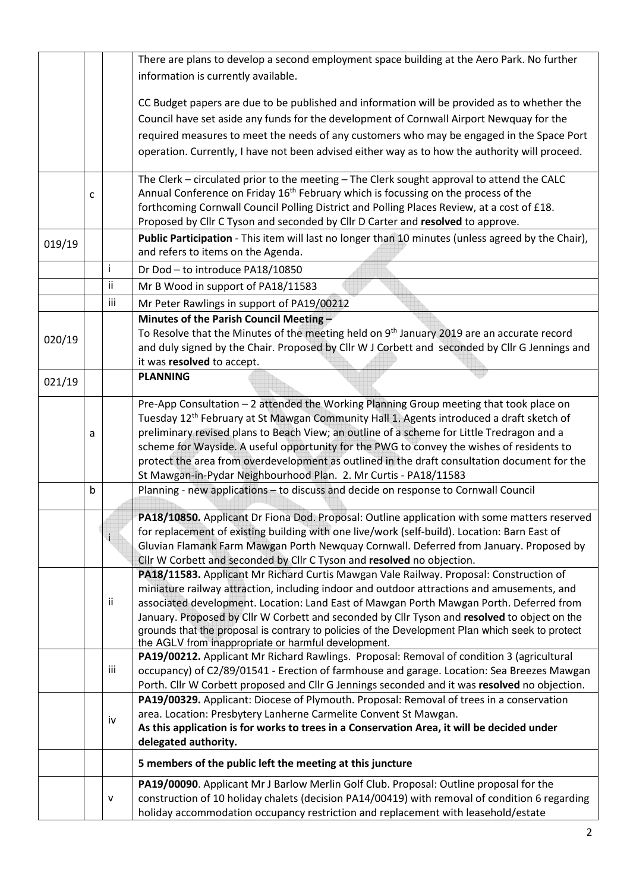| | | | |
|---|---|---|---|
| | | | There are plans to develop a second employment space building at the Aero Park. No further information is currently available.<br><br>CC Budget papers are due to be published and information will be provided as to whether the Council have set aside any funds for the development of Cornwall Airport Newquay for the required measures to meet the needs of any customers who may be engaged in the Space Port operation. Currently, I have not been advised either way as to how the authority will proceed. |
| | c | | The Clerk – circulated prior to the meeting – The Clerk sought approval to attend the CALC Annual Conference on Friday 16th February which is focussing on the process of the forthcoming Cornwall Council Polling District and Polling Places Review, at a cost of £18. Proposed by Cllr C Tyson and seconded by Cllr D Carter and **resolved** to approve. |
| 019/19 | | | **Public Participation** - This item will last no longer than 10 minutes (unless agreed by the Chair), and refers to items on the Agenda. |
| | | i | Dr Dod – to introduce PA18/10850 |
| | | ii | Mr B Wood in support of PA18/11583 |
| | | iii | Mr Peter Rawlings in support of PA19/00212 |
| 020/19 | | | **Minutes of the Parish Council Meeting –**<br>To Resolve that the Minutes of the meeting held on 9th January 2019 are an accurate record and duly signed by the Chair. Proposed by Cllr W J Corbett and seconded by Cllr G Jennings and it was **resolved** to accept. |
| 021/19 | | | **PLANNING** |
| | a | | Pre-App Consultation – 2 attended the Working Planning Group meeting that took place on Tuesday 12th February at St Mawgan Community Hall 1. Agents introduced a draft sketch of preliminary revised plans to Beach View; an outline of a scheme for Little Tredragon and a scheme for Wayside. A useful opportunity for the PWG to convey the wishes of residents to protect the area from overdevelopment as outlined in the draft consultation document for the St Mawgan-in-Pydar Neighbourhood Plan. 2. Mr Curtis - PA18/11583 |
| | b | | Planning - new applications – to discuss and decide on response to Cornwall Council |
| | | i | **PA18/10850.** Applicant Dr Fiona Dod. Proposal: Outline application with some matters reserved for replacement of existing building with one live/work (self-build). Location: Barn East of Gluvian Flamank Farm Mawgan Porth Newquay Cornwall. Deferred from January. Proposed by Cllr W Corbett and seconded by Cllr C Tyson and **resolved** no objection. |
| | | ii | **PA18/11583.** Applicant Mr Richard Curtis Mawgan Vale Railway. Proposal: Construction of miniature railway attraction, including indoor and outdoor attractions and amusements, and associated development. Location: Land East of Mawgan Porth Mawgan Porth. Deferred from January. Proposed by Cllr W Corbett and seconded by Cllr Tyson and **resolved** to object on the grounds that the proposal is contrary to policies of the Development Plan which seek to protect the AGLV from inappropriate or harmful development. |
| | | iii | **PA19/00212.** Applicant Mr Richard Rawlings. Proposal: Removal of condition 3 (agricultural occupancy) of C2/89/01541 - Erection of farmhouse and garage. Location: Sea Breezes Mawgan Porth. Cllr W Corbett proposed and Cllr G Jennings seconded and it was **resolved** no objection. |
| | | iv | **PA19/00329.** Applicant: Diocese of Plymouth. Proposal: Removal of trees in a conservation area. Location: Presbytery Lanherne Carmelite Convent St Mawgan.<br>**As this application is for works to trees in a Conservation Area, it will be decided under delegated authority.** |
| | | | **5 members of the public left the meeting at this juncture** |
| | | v | **PA19/00090**. Applicant Mr J Barlow Merlin Golf Club. Proposal: Outline proposal for the construction of 10 holiday chalets (decision PA14/00419) with removal of condition 6 regarding holiday accommodation occupancy restriction and replacement with leasehold/estate |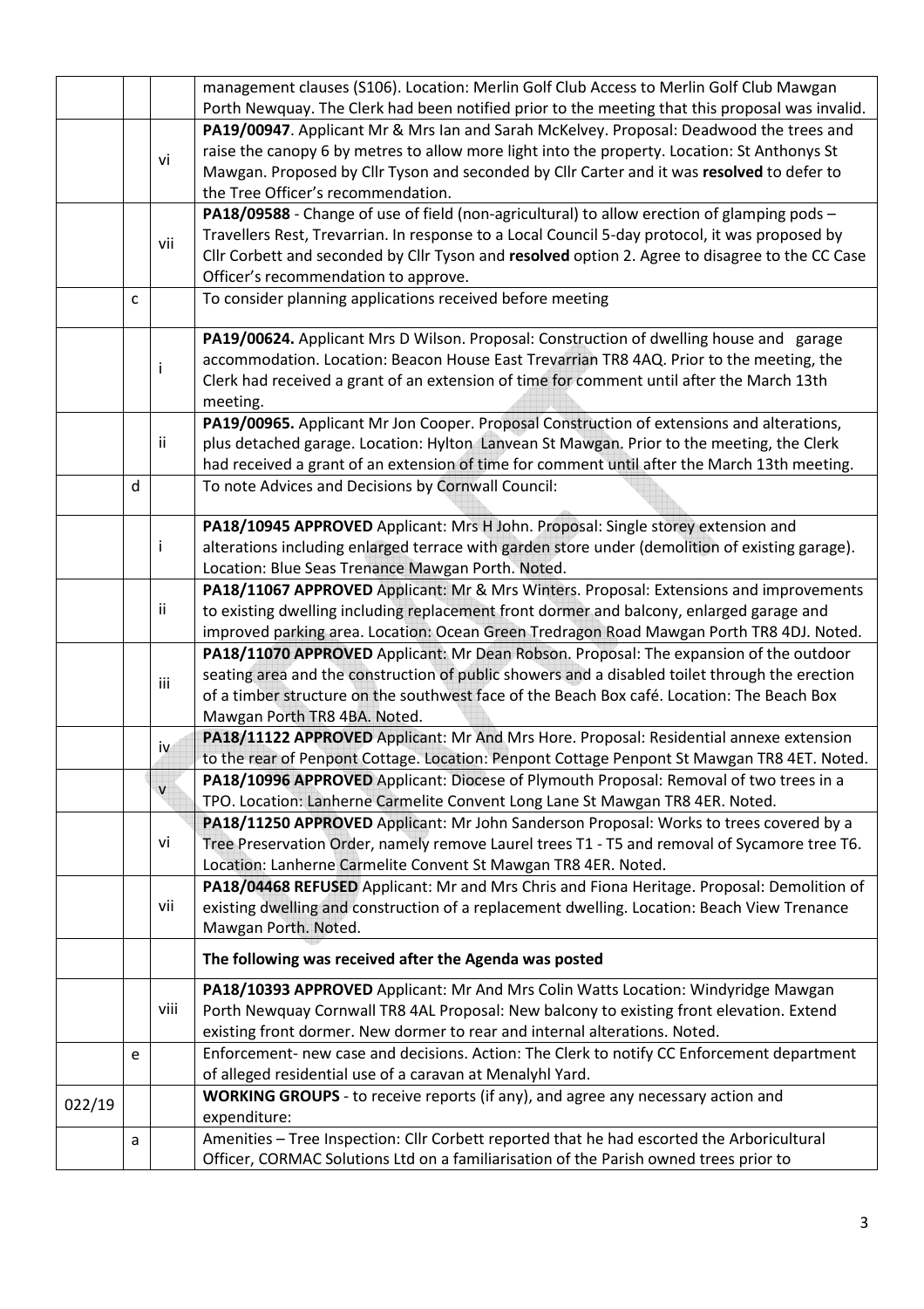| | | | |
|---|---|---|---|
| | | | management clauses (S106). Location: Merlin Golf Club Access to Merlin Golf Club Mawgan Porth Newquay. The Clerk had been notified prior to the meeting that this proposal was invalid. |
| | | vi | **PA19/00947**. Applicant Mr & Mrs Ian and Sarah McKelvey. Proposal: Deadwood the trees and raise the canopy 6 by metres to allow more light into the property. Location: St Anthonys St Mawgan. Proposed by Cllr Tyson and seconded by Cllr Carter and it was **resolved** to defer to the Tree Officer's recommendation. |
| | | vii | **PA18/09588** - Change of use of field (non-agricultural) to allow erection of glamping pods – Travellers Rest, Trevarrian. In response to a Local Council 5-day protocol, it was proposed by Cllr Corbett and seconded by Cllr Tyson and **resolved** option 2. Agree to disagree to the CC Case Officer's recommendation to approve. |
| | c | | To consider planning applications received before meeting |
| | | i | **PA19/00624.** Applicant Mrs D Wilson. Proposal: Construction of dwelling house and garage accommodation. Location: Beacon House East Trevarrian TR8 4AQ. Prior to the meeting, the Clerk had received a grant of an extension of time for comment until after the March 13th meeting. |
| | | ii | **PA19/00965.** Applicant Mr Jon Cooper. Proposal Construction of extensions and alterations, plus detached garage. Location: Hylton Lanvean St Mawgan. Prior to the meeting, the Clerk had received a grant of an extension of time for comment until after the March 13th meeting. |
| | d | | To note Advices and Decisions by Cornwall Council: |
| | | i | **PA18/10945 APPROVED** Applicant: Mrs H John. Proposal: Single storey extension and alterations including enlarged terrace with garden store under (demolition of existing garage). Location: Blue Seas Trenance Mawgan Porth. Noted. |
| | | ii | **PA18/11067 APPROVED** Applicant: Mr & Mrs Winters. Proposal: Extensions and improvements to existing dwelling including replacement front dormer and balcony, enlarged garage and improved parking area. Location: Ocean Green Tredragon Road Mawgan Porth TR8 4DJ. Noted. |
| | | iii | **PA18/11070 APPROVED** Applicant: Mr Dean Robson. Proposal: The expansion of the outdoor seating area and the construction of public showers and a disabled toilet through the erection of a timber structure on the southwest face of the Beach Box café. Location: The Beach Box Mawgan Porth TR8 4BA. Noted. |
| | | iv | **PA18/11122 APPROVED** Applicant: Mr And Mrs Hore. Proposal: Residential annexe extension to the rear of Penpont Cottage. Location: Penpont Cottage Penpont St Mawgan TR8 4ET. Noted. |
| | | v | **PA18/10996 APPROVED** Applicant: Diocese of Plymouth Proposal: Removal of two trees in a TPO. Location: Lanherne Carmelite Convent Long Lane St Mawgan TR8 4ER. Noted. |
| | | vi | **PA18/11250 APPROVED** Applicant: Mr John Sanderson Proposal: Works to trees covered by a Tree Preservation Order, namely remove Laurel trees T1 - T5 and removal of Sycamore tree T6. Location: Lanherne Carmelite Convent St Mawgan TR8 4ER. Noted. |
| | | vii | **PA18/04468 REFUSED** Applicant: Mr and Mrs Chris and Fiona Heritage. Proposal: Demolition of existing dwelling and construction of a replacement dwelling. Location: Beach View Trenance Mawgan Porth. Noted. |
| | | | **The following was received after the Agenda was posted** |
| | | viii | **PA18/10393 APPROVED** Applicant: Mr And Mrs Colin Watts Location: Windyridge Mawgan Porth Newquay Cornwall TR8 4AL Proposal: New balcony to existing front elevation. Extend existing front dormer. New dormer to rear and internal alterations. Noted. |
| | e | | Enforcement- new case and decisions. Action: The Clerk to notify CC Enforcement department of alleged residential use of a caravan at Menalyhl Yard. |
| 022/19 | | | **WORKING GROUPS** - to receive reports (if any), and agree any necessary action and expenditure: |
| | a | | Amenities – Tree Inspection: Cllr Corbett reported that he had escorted the Arboricultural Officer, CORMAC Solutions Ltd on a familiarisation of the Parish owned trees prior to |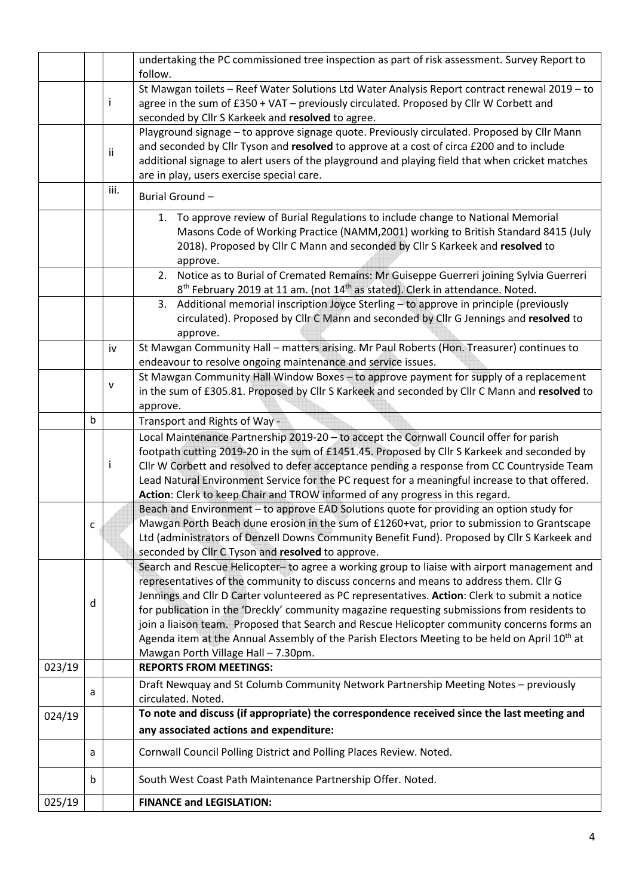| | | | |
|---|---|---|---|
| | | | undertaking the PC commissioned tree inspection as part of risk assessment. Survey Report to follow. |
| | | i | St Mawgan toilets – Reef Water Solutions Ltd Water Analysis Report contract renewal 2019 – to agree in the sum of £350 + VAT – previously circulated. Proposed by Cllr W Corbett and seconded by Cllr S Karkeek and **resolved** to agree. |
| | | ii | Playground signage – to approve signage quote. Previously circulated. Proposed by Cllr Mann and seconded by Cllr Tyson and **resolved** to approve at a cost of circa £200 and to include additional signage to alert users of the playground and playing field that when cricket matches are in play, users exercise special care. |
| | | iii. | Burial Ground – |
| | | | 1. To approve review of Burial Regulations to include change to National Memorial Masons Code of Working Practice (NAMM,2001) working to British Standard 8415 (July 2018). Proposed by Cllr C Mann and seconded by Cllr S Karkeek and **resolved** to approve. |
| | | | 2. Notice as to Burial of Cremated Remains: Mr Guiseppe Guerreri joining Sylvia Guerreri 8th February 2019 at 11 am. (not 14th as stated). Clerk in attendance. Noted. |
| | | | 3. Additional memorial inscription Joyce Sterling – to approve in principle (previously circulated). Proposed by Cllr C Mann and seconded by Cllr G Jennings and **resolved** to approve. |
| | | iv | St Mawgan Community Hall – matters arising. Mr Paul Roberts (Hon. Treasurer) continues to endeavour to resolve ongoing maintenance and service issues. |
| | | v | St Mawgan Community Hall Window Boxes – to approve payment for supply of a replacement in the sum of £305.81. Proposed by Cllr S Karkeek and seconded by Cllr C Mann and **resolved** to approve. |
| | b | | Transport and Rights of Way - |
| | | i | Local Maintenance Partnership 2019-20 – to accept the Cornwall Council offer for parish footpath cutting 2019-20 in the sum of £1451.45. Proposed by Cllr S Karkeek and seconded by Cllr W Corbett and resolved to defer acceptance pending a response from CC Countryside Team Lead Natural Environment Service for the PC request for a meaningful increase to that offered. **Action**: Clerk to keep Chair and TROW informed of any progress in this regard. |
| | c | | Beach and Environment – to approve EAD Solutions quote for providing an option study for Mawgan Porth Beach dune erosion in the sum of £1260+vat, prior to submission to Grantscape Ltd (administrators of Denzell Downs Community Benefit Fund). Proposed by Cllr S Karkeek and seconded by Cllr C Tyson and **resolved** to approve. |
| | d | | Search and Rescue Helicopter– to agree a working group to liaise with airport management and representatives of the community to discuss concerns and means to address them. Cllr G Jennings and Cllr D Carter volunteered as PC representatives. **Action**: Clerk to submit a notice for publication in the 'Dreckly' community magazine requesting submissions from residents to join a liaison team. Proposed that Search and Rescue Helicopter community concerns forms an Agenda item at the Annual Assembly of the Parish Electors Meeting to be held on April 10th at Mawgan Porth Village Hall – 7.30pm. |
| 023/19 | | | **REPORTS FROM MEETINGS:** |
| | a | | Draft Newquay and St Columb Community Network Partnership Meeting Notes – previously circulated. Noted. |
| 024/19 | | | **To note and discuss (if appropriate) the correspondence received since the last meeting and any associated actions and expenditure:** |
| | a | | Cornwall Council Polling District and Polling Places Review. Noted. |
| | b | | South West Coast Path Maintenance Partnership Offer. Noted. |
| 025/19 | | | **FINANCE and LEGISLATION:** |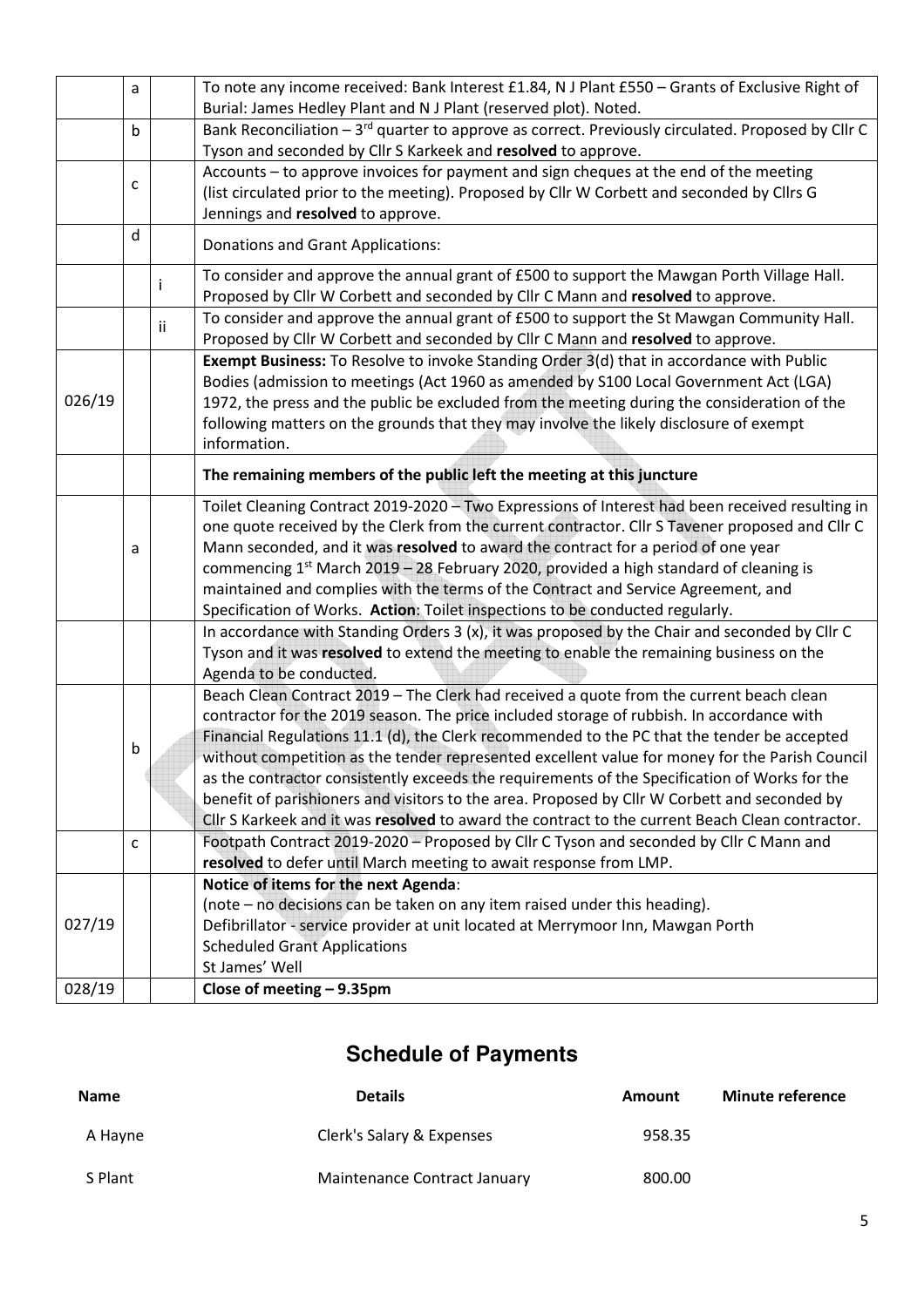| | | | |
|---|---|---|---|
| | a | | To note any income received: Bank Interest £1.84, N J Plant £550 – Grants of Exclusive Right of Burial: James Hedley Plant and N J Plant (reserved plot). Noted. |
| | b | | Bank Reconciliation – 3rd quarter to approve as correct. Previously circulated. Proposed by Cllr C Tyson and seconded by Cllr S Karkeek and **resolved** to approve. |
| | c | | Accounts – to approve invoices for payment and sign cheques at the end of the meeting (list circulated prior to the meeting). Proposed by Cllr W Corbett and seconded by Cllrs G Jennings and **resolved** to approve. |
| | d | | Donations and Grant Applications: |
| | | i | To consider and approve the annual grant of £500 to support the Mawgan Porth Village Hall. Proposed by Cllr W Corbett and seconded by Cllr C Mann and **resolved** to approve. |
| | | ii | To consider and approve the annual grant of £500 to support the St Mawgan Community Hall. Proposed by Cllr W Corbett and seconded by Cllr C Mann and **resolved** to approve. |
| 026/19 | | | **Exempt Business:** To Resolve to invoke Standing Order 3(d) that in accordance with Public Bodies (admission to meetings (Act 1960 as amended by S100 Local Government Act (LGA) 1972, the press and the public be excluded from the meeting during the consideration of the following matters on the grounds that they may involve the likely disclosure of exempt information. |
| | | | **The remaining members of the public left the meeting at this juncture** |
| | a | | Toilet Cleaning Contract 2019-2020 – Two Expressions of Interest had been received resulting in one quote received by the Clerk from the current contractor. Cllr S Tavener proposed and Cllr C Mann seconded, and it was **resolved** to award the contract for a period of one year commencing 1st March 2019 – 28 February 2020, provided a high standard of cleaning is maintained and complies with the terms of the Contract and Service Agreement, and Specification of Works. **Action**: Toilet inspections to be conducted regularly. |
| | | | In accordance with Standing Orders 3 (x), it was proposed by the Chair and seconded by Cllr C Tyson and it was **resolved** to extend the meeting to enable the remaining business on the Agenda to be conducted. |
| | b | | Beach Clean Contract 2019 – The Clerk had received a quote from the current beach clean contractor for the 2019 season. The price included storage of rubbish. In accordance with Financial Regulations 11.1 (d), the Clerk recommended to the PC that the tender be accepted without competition as the tender represented excellent value for money for the Parish Council as the contractor consistently exceeds the requirements of the Specification of Works for the benefit of parishioners and visitors to the area. Proposed by Cllr W Corbett and seconded by Cllr S Karkeek and it was **resolved** to award the contract to the current Beach Clean contractor. |
| | c | | Footpath Contract 2019-2020 – Proposed by Cllr C Tyson and seconded by Cllr C Mann and **resolved** to defer until March meeting to await response from LMP. |
| 027/19 | | | **Notice of items for the next Agenda**:<br>(note – no decisions can be taken on any item raised under this heading).<br>Defibrillator - service provider at unit located at Merrymoor Inn, Mawgan Porth<br>Scheduled Grant Applications<br>St James' Well |
| 028/19 | | | **Close of meeting – 9.35pm** |

## Schedule of Payments

| Name | Details | Amount | Minute reference |
|---|---|---|---|
| A Hayne | Clerk's Salary & Expenses | 958.35 | |
| S Plant | Maintenance Contract January | 800.00 | |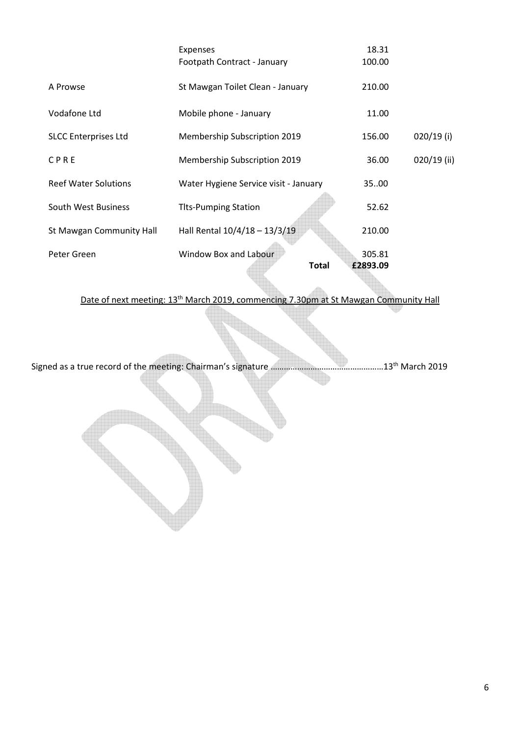| | | | |
|---|---|---|---|
| | Expenses | 18.31 | |
| | Footpath Contract - January | 100.00 | |
| A Prowse | St Mawgan Toilet Clean - January | 210.00 | |
| Vodafone Ltd | Mobile phone - January | 11.00 | |
| SLCC Enterprises Ltd | Membership Subscription 2019 | 156.00 | 020/19 (i) |
| C P R E | Membership Subscription 2019 | 36.00 | 020/19 (ii) |
| Reef Water Solutions | Water Hygiene Service visit - January | 35..00 | |
| South West Business | Tlts-Pumping Station | 52.62 | |
| St Mawgan Community Hall | Hall Rental 10/4/18 – 13/3/19 | 210.00 | |
| Peter Green | Window Box and Labour | 305.81 | |
| | **Total** | **£2893.09** | |

Date of next meeting: 13th March 2019, commencing 7.30pm at St Mawgan Community Hall

Signed as a true record of the meeting: Chairman's signature ……………………………………………13th March 2019